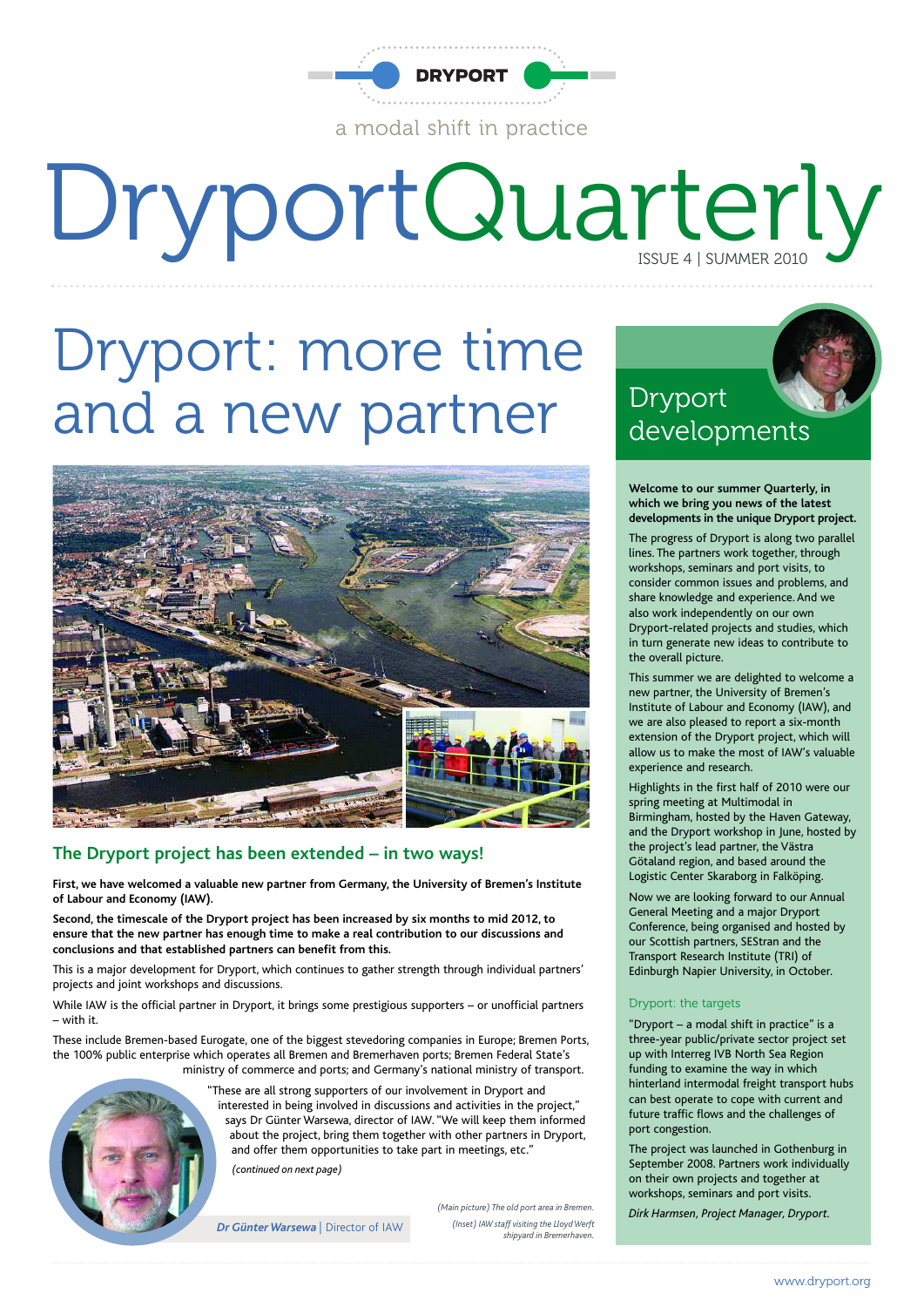DRYPORT

a modal shift in practice

# DryportQuarterly

ISSUE 4 | SUMMER 2010

# Dryport: more time and a new partner

(Main picture) The old port area in Bremen.
(Inset) IAW staff visiting the Lloyd Werft shipyard in Bremerhaven.

## The Dryport project has been extended – in two ways!

**First, we have welcomed a valuable new partner from Germany, the University of Bremen's Institute of Labour and Economy (IAW).**

**Second, the timescale of the Dryport project has been increased by six months to mid 2012, to ensure that the new partner has enough time to make a real contribution to our discussions and conclusions and that established partners can benefit from this.**

This is a major development for Dryport, which continues to gather strength through individual partners' projects and joint workshops and discussions.

While IAW is the official partner in Dryport, it brings some prestigious supporters – or unofficial partners – with it.

These include Bremen-based Eurogate, one of the biggest stevedoring companies in Europe; Bremen Ports, the 100% public enterprise which operates all Bremen and Bremerhaven ports; Bremen Federal State's ministry of commerce and ports; and Germany's national ministry of transport.

"These are all strong supporters of our involvement in Dryport and interested in being involved in discussions and activities in the project," says Dr Günter Warsewa, director of IAW. "We will keep them informed about the project, bring them together with other partners in Dryport, and offer them opportunities to take part in meetings, etc."

*(continued on next page)*

***Dr Günter Warsewa*** | Director of IAW

## Dryport developments

**Welcome to our summer Quarterly, in which we bring you news of the latest developments in the unique Dryport project.**

The progress of Dryport is along two parallel lines. The partners work together, through workshops, seminars and port visits, to consider common issues and problems, and share knowledge and experience. And we also work independently on our own Dryport-related projects and studies, which in turn generate new ideas to contribute to the overall picture.

This summer we are delighted to welcome a new partner, the University of Bremen's Institute of Labour and Economy (IAW), and we are also pleased to report a six-month extension of the Dryport project, which will allow us to make the most of IAW's valuable experience and research.

Highlights in the first half of 2010 were our spring meeting at Multimodal in Birmingham, hosted by the Haven Gateway, and the Dryport workshop in June, hosted by the project's lead partner, the Västra Götaland region, and based around the Logistic Center Skaraborg in Falköping.

Now we are looking forward to our Annual General Meeting and a major Dryport Conference, being organised and hosted by our Scottish partners, SEStran and the Transport Research Institute (TRI) of Edinburgh Napier University, in October.

### Dryport: the targets

"Dryport – a modal shift in practice" is a three-year public/private sector project set up with Interreg IVB North Sea Region funding to examine the way in which hinterland intermodal freight transport hubs can best operate to cope with current and future traffic flows and the challenges of port congestion.

The project was launched in Gothenburg in September 2008. Partners work individually on their own projects and together at workshops, seminars and port visits.

*Dirk Harmsen, Project Manager, Dryport.*

www.dryport.org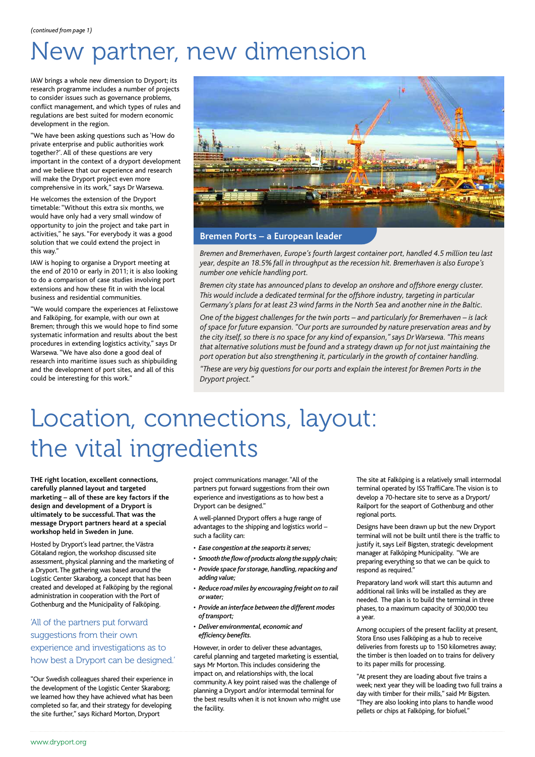*(continued from page 1)*

# New partner, new dimension

IAW brings a whole new dimension to Dryport; its research programme includes a number of projects to consider issues such as governance problems, conflict management, and which types of rules and regulations are best suited for modern economic development in the region.

"We have been asking questions such as 'How do private enterprise and public authorities work together?'. All of these questions are very important in the context of a dryport development and we believe that our experience and research will make the Dryport project even more comprehensive in its work," says Dr Warsewa.

He welcomes the extension of the Dryport timetable: "Without this extra six months, we would have only had a very small window of opportunity to join the project and take part in activities," he says. "For everybody it was a good solution that we could extend the project in this way."

IAW is hoping to organise a Dryport meeting at the end of 2010 or early in 2011; it is also looking to do a comparison of case studies involving port extensions and how these fit in with the local business and residential communities.

"We would compare the experiences at Felixstowe and Falköping, for example, with our own at Bremen; through this we would hope to find some systematic information and results about the best procedures in extending logistics activity," says Dr Warsewa. "We have also done a good deal of research into maritime issues such as shipbuilding and the development of port sites, and all of this could be interesting for this work."

## Bremen Ports – a European leader

*Bremen and Bremerhaven, Europe's fourth largest container port, handled 4.5 million teu last year, despite an 18.5% fall in throughput as the recession hit. Bremerhaven is also Europe's number one vehicle handling port.*

*Bremen city state has announced plans to develop an onshore and offshore energy cluster. This would include a dedicated terminal for the offshore industry, targeting in particular Germany's plans for at least 23 wind farms in the North Sea and another nine in the Baltic.*

*One of the biggest challenges for the twin ports – and particularly for Bremerhaven – is lack of space for future expansion. "Our ports are surrounded by nature preservation areas and by the city itself, so there is no space for any kind of expansion," says Dr Warsewa. "This means that alternative solutions must be found and a strategy drawn up for not just maintaining the port operation but also strengthening it, particularly in the growth of container handling.*

*"These are very big questions for our ports and explain the interest for Bremen Ports in the Dryport project."*

# Location, connections, layout: the vital ingredients

**THE right location, excellent connections, carefully planned layout and targeted marketing – all of these are key factors if the design and development of a Dryport is ultimately to be successful. That was the message Dryport partners heard at a special workshop held in Sweden in June.**

Hosted by Dryport's lead partner, the Västra Götaland region, the workshop discussed site assessment, physical planning and the marketing of a Dryport. The gathering was based around the Logistic Center Skaraborg, a concept that has been created and developed at Falköping by the regional administration in cooperation with the Port of Gothenburg and the Municipality of Falköping.

> 'All of the partners put forward suggestions from their own experience and investigations as to how best a Dryport can be designed.'

"Our Swedish colleagues shared their experience in the development of the Logistic Center Skaraborg; we learned how they have achieved what has been completed so far, and their strategy for developing the site further," says Richard Morton, Dryport project communications manager. "All of the partners put forward suggestions from their own experience and investigations as to how best a Dryport can be designed."

A well-planned Dryport offers a huge range of advantages to the shipping and logistics world – such a facility can:

- *Ease congestion at the seaports it serves;*
- *Smooth the flow of products along the supply chain;*
- *Provide space for storage, handling, repacking and adding value;*
- *Reduce road miles by encouraging freight on to rail or water;*
- *Provide an interface between the different modes of transport;*
- *Deliver environmental, economic and efficiency benefits.*

However, in order to deliver these advantages, careful planning and targeted marketing is essential, says Mr Morton. This includes considering the impact on, and relationships with, the local community. A key point raised was the challenge of planning a Dryport and/or intermodal terminal for the best results when it is not known who might use the facility.

The site at Falköping is a relatively small intermodal terminal operated by ISS TraffiCare. The vision is to develop a 70-hectare site to serve as a Dryport/Railport for the seaport of Gothenburg and other regional ports.

Designs have been drawn up but the new Dryport terminal will not be built until there is the traffic to justify it, says Leif Bigsten, strategic development manager at Falköping Municipality. "We are preparing everything so that we can be quick to respond as required."

Preparatory land work will start this autumn and additional rail links will be installed as they are needed. The plan is to build the terminal in three phases, to a maximum capacity of 300,000 teu a year.

Among occupiers of the present facility at present, Stora Enso uses Falköping as a hub to receive deliveries from forests up to 150 kilometres away; the timber is then loaded on to trains for delivery to its paper mills for processing.

"At present they are loading about five trains a week; next year they will be loading two full trains a day with timber for their mills," said Mr Bigsten. "They are also looking into plans to handle wood pellets or chips at Falköping, for biofuel."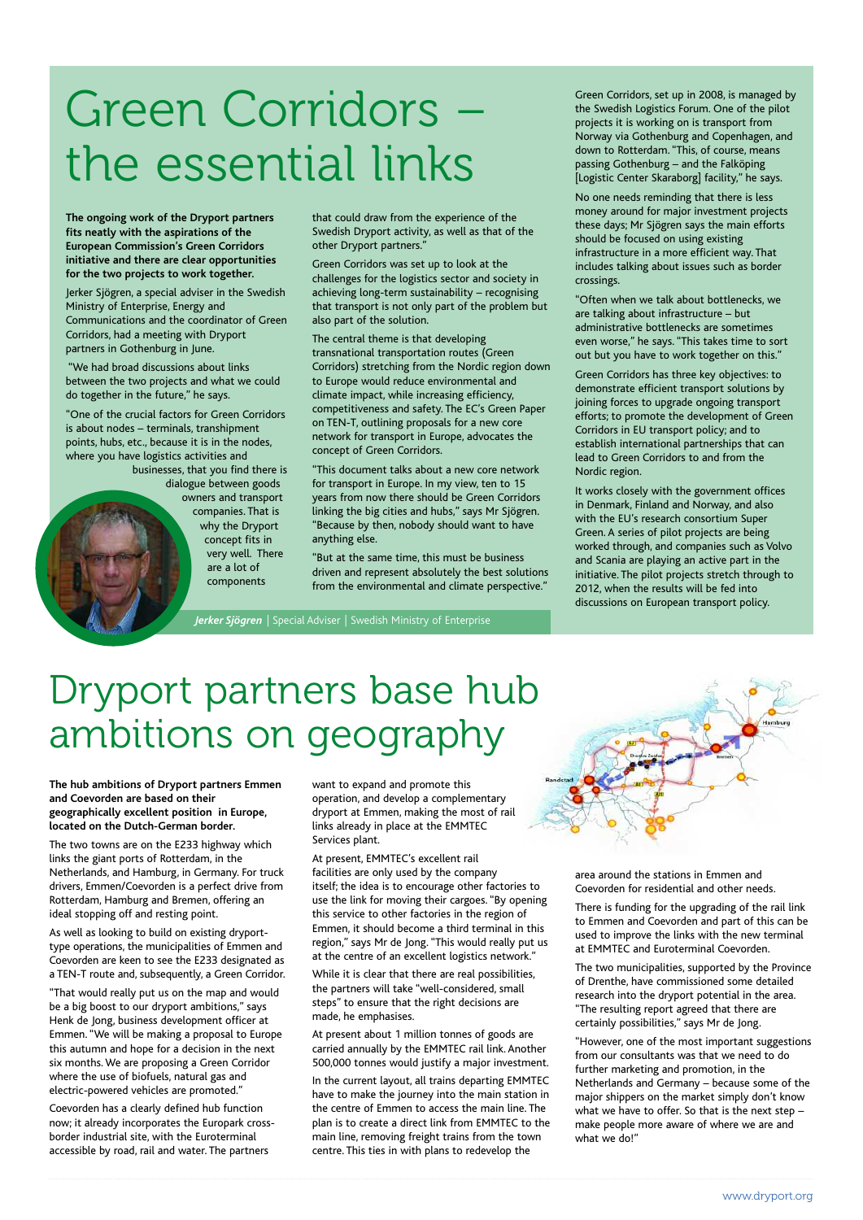# Green Corridors – the essential links

**The ongoing work of the Dryport partners fits neatly with the aspirations of the European Commission's Green Corridors initiative and there are clear opportunities for the two projects to work together.**

Jerker Sjögren, a special adviser in the Swedish Ministry of Enterprise, Energy and Communications and the coordinator of Green Corridors, had a meeting with Dryport partners in Gothenburg in June.

"We had broad discussions about links between the two projects and what we could do together in the future," he says.

"One of the crucial factors for Green Corridors is about nodes – terminals, transhipment points, hubs, etc., because it is in the nodes, where you have logistics activities and businesses, that you find there is dialogue between goods owners and transport companies. That is why the Dryport concept fits in very well. There are a lot of components that could draw from the experience of the Swedish Dryport activity, as well as that of the other Dryport partners."

Green Corridors was set up to look at the challenges for the logistics sector and society in achieving long-term sustainability – recognising that transport is not only part of the problem but also part of the solution.

The central theme is that developing transnational transportation routes (Green Corridors) stretching from the Nordic region down to Europe would reduce environmental and climate impact, while increasing efficiency, competitiveness and safety. The EC's Green Paper on TEN-T, outlining proposals for a new core network for transport in Europe, advocates the concept of Green Corridors.

"This document talks about a new core network for transport in Europe. In my view, ten to 15 years from now there should be Green Corridors linking the big cities and hubs," says Mr Sjögren. "Because by then, nobody should want to have anything else.

"But at the same time, this must be business driven and represent absolutely the best solutions from the environmental and climate perspective."

*Jerker Sjögren* | Special Adviser | Swedish Ministry of Enterprise

Green Corridors, set up in 2008, is managed by the Swedish Logistics Forum. One of the pilot projects it is working on is transport from Norway via Gothenburg and Copenhagen, and down to Rotterdam. "This, of course, means passing Gothenburg – and the Falköping [Logistic Center Skaraborg] facility," he says.

No one needs reminding that there is less money around for major investment projects these days; Mr Sjögren says the main efforts should be focused on using existing infrastructure in a more efficient way. That includes talking about issues such as border crossings.

"Often when we talk about bottlenecks, we are talking about infrastructure – but administrative bottlenecks are sometimes even worse," he says. "This takes time to sort out but you have to work together on this."

Green Corridors has three key objectives: to demonstrate efficient transport solutions by joining forces to upgrade ongoing transport efforts; to promote the development of Green Corridors in EU transport policy; and to establish international partnerships that can lead to Green Corridors to and from the Nordic region.

It works closely with the government offices in Denmark, Finland and Norway, and also with the EU's research consortium Super Green. A series of pilot projects are being worked through, and companies such as Volvo and Scania are playing an active part in the initiative. The pilot projects stretch through to 2012, when the results will be fed into discussions on European transport policy.

# Dryport partners base hub ambitions on geography

**The hub ambitions of Dryport partners Emmen and Coevorden are based on their geographically excellent position in Europe, located on the Dutch-German border.**

The two towns are on the E233 highway which links the giant ports of Rotterdam, in the Netherlands, and Hamburg, in Germany. For truck drivers, Emmen/Coevorden is a perfect drive from Rotterdam, Hamburg and Bremen, offering an ideal stopping off and resting point.

As well as looking to build on existing dryport-type operations, the municipalities of Emmen and Coevorden are keen to see the E233 designated as a TEN-T route and, subsequently, a Green Corridor.

"That would really put us on the map and would be a big boost to our dryport ambitions," says Henk de Jong, business development officer at Emmen. "We will be making a proposal to Europe this autumn and hope for a decision in the next six months. We are proposing a Green Corridor where the use of biofuels, natural gas and electric-powered vehicles are promoted."

Coevorden has a clearly defined hub function now; it already incorporates the Europark cross-border industrial site, with the Euroterminal accessible by road, rail and water. The partners want to expand and promote this operation, and develop a complementary dryport at Emmen, making the most of rail links already in place at the EMMTEC Services plant.

At present, EMMTEC's excellent rail facilities are only used by the company itself; the idea is to encourage other factories to use the link for moving their cargoes. "By opening this service to other factories in the region of Emmen, it should become a third terminal in this region," says Mr de Jong. "This would really put us at the centre of an excellent logistics network."

While it is clear that there are real possibilities, the partners will take "well-considered, small steps" to ensure that the right decisions are made, he emphasises.

At present about 1 million tonnes of goods are carried annually by the EMMTEC rail link. Another 500,000 tonnes would justify a major investment.

In the current layout, all trains departing EMMTEC have to make the journey into the main station in the centre of Emmen to access the main line. The plan is to create a direct link from EMMTEC to the main line, removing freight trains from the town centre. This ties in with plans to redevelop the area around the stations in Emmen and Coevorden for residential and other needs.

There is funding for the upgrading of the rail link to Emmen and Coevorden and part of this can be used to improve the links with the new terminal at EMMTEC and Euroterminal Coevorden.

The two municipalities, supported by the Province of Drenthe, have commissioned some detailed research into the dryport potential in the area. "The resulting report agreed that there are certainly possibilities," says Mr de Jong.

"However, one of the most important suggestions from our consultants was that we need to do further marketing and promotion, in the Netherlands and Germany – because some of the major shippers on the market simply don't know what we have to offer. So that is the next step – make people more aware of where we are and what we do!"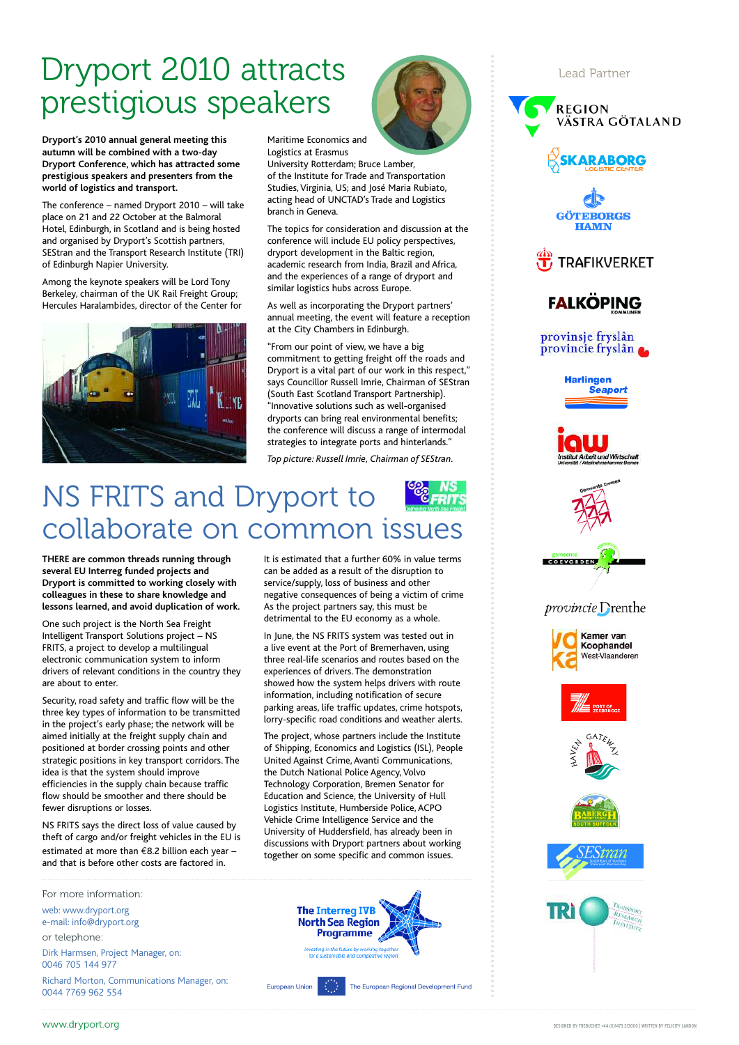# Dryport 2010 attracts prestigious speakers

**Dryport's 2010 annual general meeting this autumn will be combined with a two-day Dryport Conference, which has attracted some prestigious speakers and presenters from the world of logistics and transport.**

The conference – named Dryport 2010 – will take place on 21 and 22 October at the Balmoral Hotel, Edinburgh, in Scotland and is being hosted and organised by Dryport's Scottish partners, SEStran and the Transport Research Institute (TRI) of Edinburgh Napier University.

Among the keynote speakers will be Lord Tony Berkeley, chairman of the UK Rail Freight Group; Hercules Haralambides, director of the Center for Maritime Economics and Logistics at Erasmus University Rotterdam; Bruce Lamber, of the Institute for Trade and Transportation Studies, Virginia, US; and José Maria Rubiato, acting head of UNCTAD's Trade and Logistics branch in Geneva.

The topics for consideration and discussion at the conference will include EU policy perspectives, dryport development in the Baltic region, academic research from India, Brazil and Africa, and the experiences of a range of dryport and similar logistics hubs across Europe.

As well as incorporating the Dryport partners' annual meeting, the event will feature a reception at the City Chambers in Edinburgh.

"From our point of view, we have a big commitment to getting freight off the roads and Dryport is a vital part of our work in this respect," says Councillor Russell Imrie, Chairman of SEStran (South East Scotland Transport Partnership). "Innovative solutions such as well-organised dryports can bring real environmental benefits; the conference will discuss a range of intermodal strategies to integrate ports and hinterlands."

*Top picture: Russell Imrie, Chairman of SEStran.*

# NS FRITS and Dryport to collaborate on common issues

**THERE are common threads running through several EU Interreg funded projects and Dryport is committed to working closely with colleagues in these to share knowledge and lessons learned, and avoid duplication of work.**

One such project is the North Sea Freight Intelligent Transport Solutions project – NS FRITS, a project to develop a multilingual electronic communication system to inform drivers of relevant conditions in the country they are about to enter.

Security, road safety and traffic flow will be the three key types of information to be transmitted in the project's early phase; the network will be aimed initially at the freight supply chain and positioned at border crossing points and other strategic positions in key transport corridors. The idea is that the system should improve efficiencies in the supply chain because traffic flow should be smoother and there should be fewer disruptions or losses.

NS FRITS says the direct loss of value caused by theft of cargo and/or freight vehicles in the EU is estimated at more than €8.2 billion each year – and that is before other costs are factored in.

It is estimated that a further 60% in value terms can be added as a result of the disruption to service/supply, loss of business and other negative consequences of being a victim of crime. As the project partners say, this must be detrimental to the EU economy as a whole.

In June, the NS FRITS system was tested out in a live event at the Port of Bremerhaven, using three real-life scenarios and routes based on the experiences of drivers. The demonstration showed how the system helps drivers with route information, including notification of secure parking areas, life traffic updates, crime hotspots, lorry-specific road conditions and weather alerts.

The project, whose partners include the Institute of Shipping, Economics and Logistics (ISL), People United Against Crime, Avanti Communications, the Dutch National Police Agency, Volvo Technology Corporation, Bremen Senator for Education and Science, the University of Hull Logistics Institute, Humberside Police, ACPO Vehicle Crime Intelligence Service and the University of Huddersfield, has already been in discussions with Dryport partners about working together on some specific and common issues.

For more information:

web: www.dryport.org
e-mail: info@dryport.org

or telephone:

Dirk Harmsen, Project Manager, on: 0046 705 144 977

Richard Morton, Communications Manager, on: 0044 7769 962 554

The Interreg IVB North Sea Region Programme

Investing in the future by working together for a sustainable and competitive region

European Union — The European Regional Development Fund

Lead Partner

REGION VÄSTRA GÖTALAND · SKARABORG LOGISTIC CENTER · GÖTEBORGS HAMN · TRAFIKVERKET · FALKÖPING KOMMUNEN · provinsje fryslân provincie fryslân · Harlingen Seaport · iaw Institut Arbeit und Wirtschaft · Gemeente Emmen · gemeente Coevorden · provincie Drenthe · Kamer van Koophandel West-Vlaanderen · Port of Zeebrugge · Haven Gateway · Babergh South Suffolk · SEStran · TRI Transport Research Institute

www.dryport.org

DESIGNED BY TREBUCHET +44 (0)1473 213000 | WRITTEN BY FELICITY LANDON